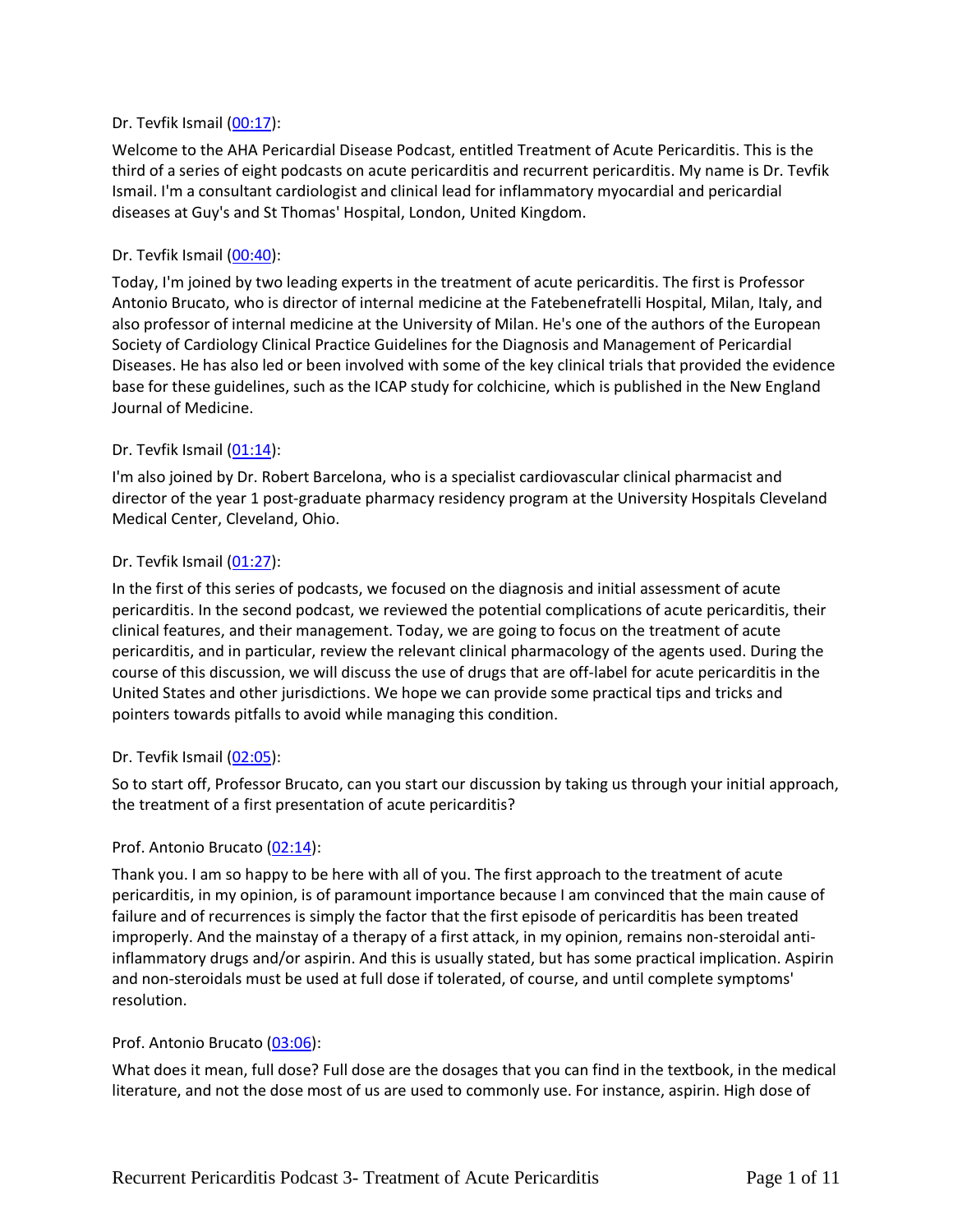Dr. Tevfik Ismail ([00:17]):

Welcome to the AHA Pericardial Disease Podcast, entitled Treatment of Acute Pericarditis. This is the third of a series of eight podcasts on acute pericarditis and recurrent pericarditis. My name is Dr. Tevfik Ismail. I'm a consultant cardiologist and clinical lead for inflammatory myocardial and pericardial diseases at Guy's and St Thomas' Hospital, London, United Kingdom.

Dr. Tevfik Ismail ([00:40]):

Today, I'm joined by two leading experts in the treatment of acute pericarditis. The first is Professor Antonio Brucato, who is director of internal medicine at the Fatebenefratelli Hospital, Milan, Italy, and also professor of internal medicine at the University of Milan. He's one of the authors of the European Society of Cardiology Clinical Practice Guidelines for the Diagnosis and Management of Pericardial Diseases. He has also led or been involved with some of the key clinical trials that provided the evidence base for these guidelines, such as the ICAP study for colchicine, which is published in the New England Journal of Medicine.

Dr. Tevfik Ismail ([01:14]):

I'm also joined by Dr. Robert Barcelona, who is a specialist cardiovascular clinical pharmacist and director of the year 1 post-graduate pharmacy residency program at the University Hospitals Cleveland Medical Center, Cleveland, Ohio.

Dr. Tevfik Ismail ([01:27]):

In the first of this series of podcasts, we focused on the diagnosis and initial assessment of acute pericarditis. In the second podcast, we reviewed the potential complications of acute pericarditis, their clinical features, and their management. Today, we are going to focus on the treatment of acute pericarditis, and in particular, review the relevant clinical pharmacology of the agents used. During the course of this discussion, we will discuss the use of drugs that are off-label for acute pericarditis in the United States and other jurisdictions. We hope we can provide some practical tips and tricks and pointers towards pitfalls to avoid while managing this condition.

Dr. Tevfik Ismail ([02:05]):

So to start off, Professor Brucato, can you start our discussion by taking us through your initial approach, the treatment of a first presentation of acute pericarditis?

Prof. Antonio Brucato ([02:14]):

Thank you. I am so happy to be here with all of you. The first approach to the treatment of acute pericarditis, in my opinion, is of paramount importance because I am convinced that the main cause of failure and of recurrences is simply the factor that the first episode of pericarditis has been treated improperly. And the mainstay of a therapy of a first attack, in my opinion, remains non-steroidal anti-inflammatory drugs and/or aspirin. And this is usually stated, but has some practical implication. Aspirin and non-steroidals must be used at full dose if tolerated, of course, and until complete symptoms' resolution.

Prof. Antonio Brucato ([03:06]):

What does it mean, full dose? Full dose are the dosages that you can find in the textbook, in the medical literature, and not the dose most of us are used to commonly use. For instance, aspirin. High dose of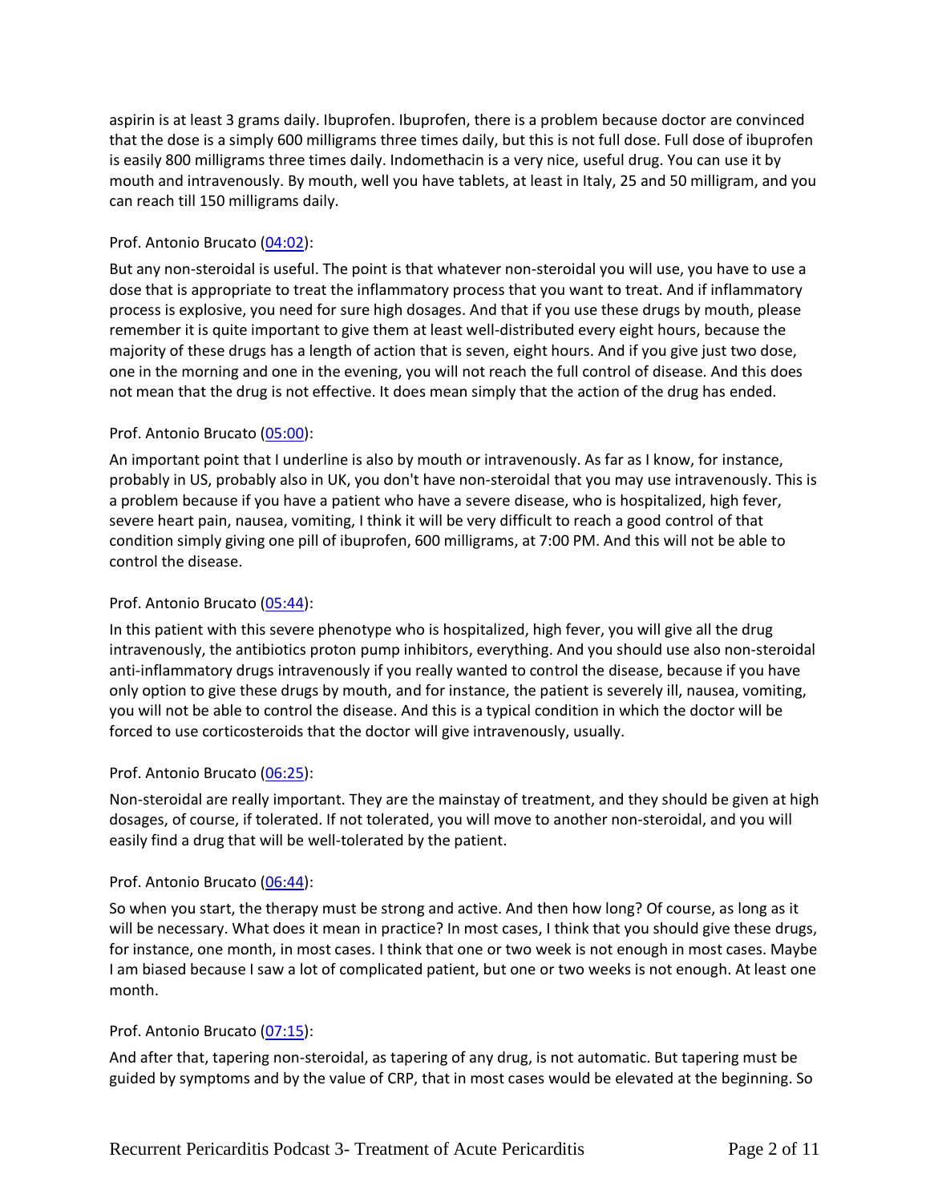aspirin is at least 3 grams daily. Ibuprofen. Ibuprofen, there is a problem because doctor are convinced that the dose is a simply 600 milligrams three times daily, but this is not full dose. Full dose of ibuprofen is easily 800 milligrams three times daily. Indomethacin is a very nice, useful drug. You can use it by mouth and intravenously. By mouth, well you have tablets, at least in Italy, 25 and 50 milligram, and you can reach till 150 milligrams daily.

Prof. Antonio Brucato (04:02):

But any non-steroidal is useful. The point is that whatever non-steroidal you will use, you have to use a dose that is appropriate to treat the inflammatory process that you want to treat. And if inflammatory process is explosive, you need for sure high dosages. And that if you use these drugs by mouth, please remember it is quite important to give them at least well-distributed every eight hours, because the majority of these drugs has a length of action that is seven, eight hours. And if you give just two dose, one in the morning and one in the evening, you will not reach the full control of disease. And this does not mean that the drug is not effective. It does mean simply that the action of the drug has ended.

Prof. Antonio Brucato (05:00):

An important point that I underline is also by mouth or intravenously. As far as I know, for instance, probably in US, probably also in UK, you don't have non-steroidal that you may use intravenously. This is a problem because if you have a patient who have a severe disease, who is hospitalized, high fever, severe heart pain, nausea, vomiting, I think it will be very difficult to reach a good control of that condition simply giving one pill of ibuprofen, 600 milligrams, at 7:00 PM. And this will not be able to control the disease.

Prof. Antonio Brucato (05:44):

In this patient with this severe phenotype who is hospitalized, high fever, you will give all the drug intravenously, the antibiotics proton pump inhibitors, everything. And you should use also non-steroidal anti-inflammatory drugs intravenously if you really wanted to control the disease, because if you have only option to give these drugs by mouth, and for instance, the patient is severely ill, nausea, vomiting, you will not be able to control the disease. And this is a typical condition in which the doctor will be forced to use corticosteroids that the doctor will give intravenously, usually.

Prof. Antonio Brucato (06:25):

Non-steroidal are really important. They are the mainstay of treatment, and they should be given at high dosages, of course, if tolerated. If not tolerated, you will move to another non-steroidal, and you will easily find a drug that will be well-tolerated by the patient.

Prof. Antonio Brucato (06:44):

So when you start, the therapy must be strong and active. And then how long? Of course, as long as it will be necessary. What does it mean in practice? In most cases, I think that you should give these drugs, for instance, one month, in most cases. I think that one or two week is not enough in most cases. Maybe I am biased because I saw a lot of complicated patient, but one or two weeks is not enough. At least one month.

Prof. Antonio Brucato (07:15):

And after that, tapering non-steroidal, as tapering of any drug, is not automatic. But tapering must be guided by symptoms and by the value of CRP, that in most cases would be elevated at the beginning. So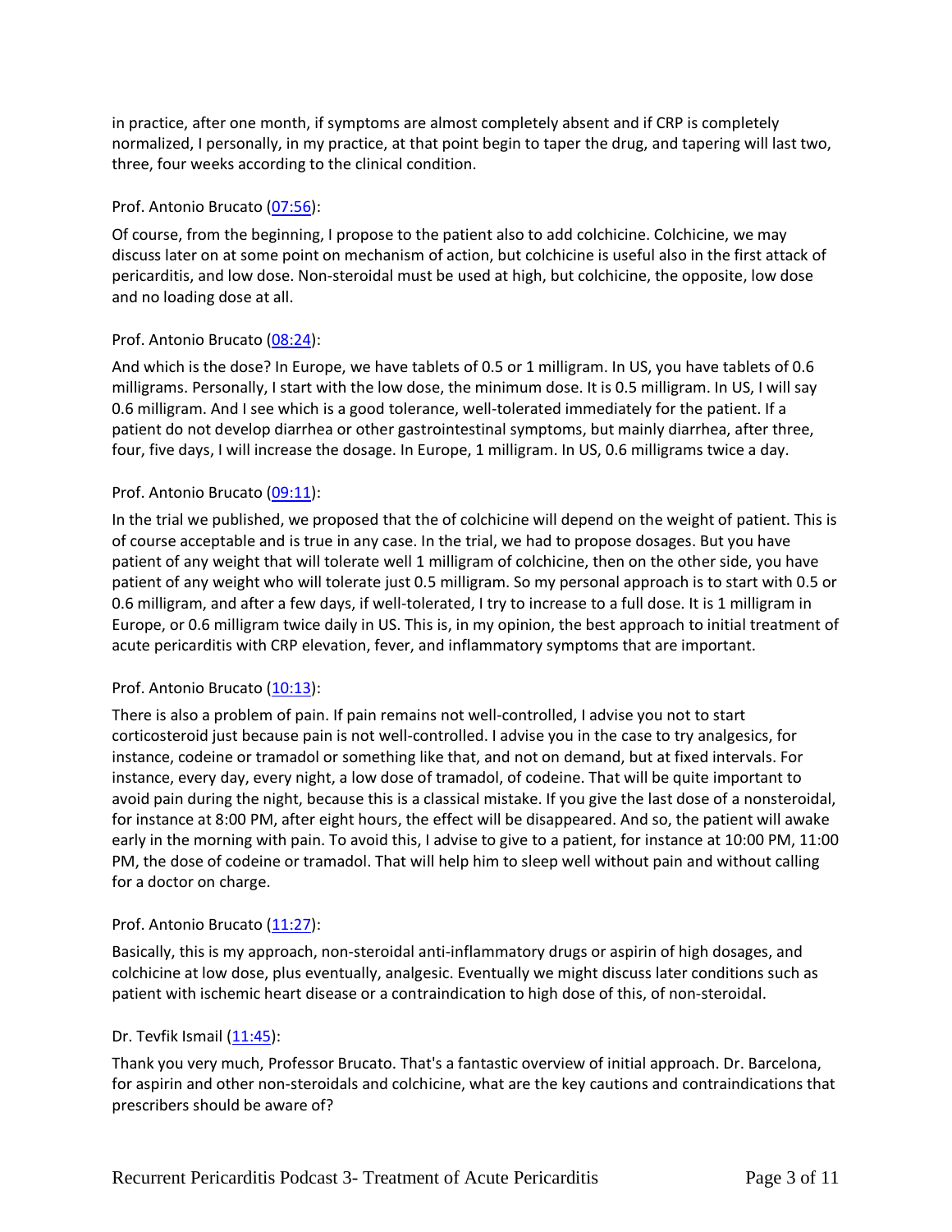in practice, after one month, if symptoms are almost completely absent and if CRP is completely normalized, I personally, in my practice, at that point begin to taper the drug, and tapering will last two, three, four weeks according to the clinical condition.

Prof. Antonio Brucato (07:56):

Of course, from the beginning, I propose to the patient also to add colchicine. Colchicine, we may discuss later on at some point on mechanism of action, but colchicine is useful also in the first attack of pericarditis, and low dose. Non-steroidal must be used at high, but colchicine, the opposite, low dose and no loading dose at all.

Prof. Antonio Brucato (08:24):

And which is the dose? In Europe, we have tablets of 0.5 or 1 milligram. In US, you have tablets of 0.6 milligrams. Personally, I start with the low dose, the minimum dose. It is 0.5 milligram. In US, I will say 0.6 milligram. And I see which is a good tolerance, well-tolerated immediately for the patient. If a patient do not develop diarrhea or other gastrointestinal symptoms, but mainly diarrhea, after three, four, five days, I will increase the dosage. In Europe, 1 milligram. In US, 0.6 milligrams twice a day.

Prof. Antonio Brucato (09:11):

In the trial we published, we proposed that the of colchicine will depend on the weight of patient. This is of course acceptable and is true in any case. In the trial, we had to propose dosages. But you have patient of any weight that will tolerate well 1 milligram of colchicine, then on the other side, you have patient of any weight who will tolerate just 0.5 milligram. So my personal approach is to start with 0.5 or 0.6 milligram, and after a few days, if well-tolerated, I try to increase to a full dose. It is 1 milligram in Europe, or 0.6 milligram twice daily in US. This is, in my opinion, the best approach to initial treatment of acute pericarditis with CRP elevation, fever, and inflammatory symptoms that are important.

Prof. Antonio Brucato (10:13):

There is also a problem of pain. If pain remains not well-controlled, I advise you not to start corticosteroid just because pain is not well-controlled. I advise you in the case to try analgesics, for instance, codeine or tramadol or something like that, and not on demand, but at fixed intervals. For instance, every day, every night, a low dose of tramadol, of codeine. That will be quite important to avoid pain during the night, because this is a classical mistake. If you give the last dose of a nonsteroidal, for instance at 8:00 PM, after eight hours, the effect will be disappeared. And so, the patient will awake early in the morning with pain. To avoid this, I advise to give to a patient, for instance at 10:00 PM, 11:00 PM, the dose of codeine or tramadol. That will help him to sleep well without pain and without calling for a doctor on charge.

Prof. Antonio Brucato (11:27):

Basically, this is my approach, non-steroidal anti-inflammatory drugs or aspirin of high dosages, and colchicine at low dose, plus eventually, analgesic. Eventually we might discuss later conditions such as patient with ischemic heart disease or a contraindication to high dose of this, of non-steroidal.

Dr. Tevfik Ismail (11:45):

Thank you very much, Professor Brucato. That's a fantastic overview of initial approach. Dr. Barcelona, for aspirin and other non-steroidals and colchicine, what are the key cautions and contraindications that prescribers should be aware of?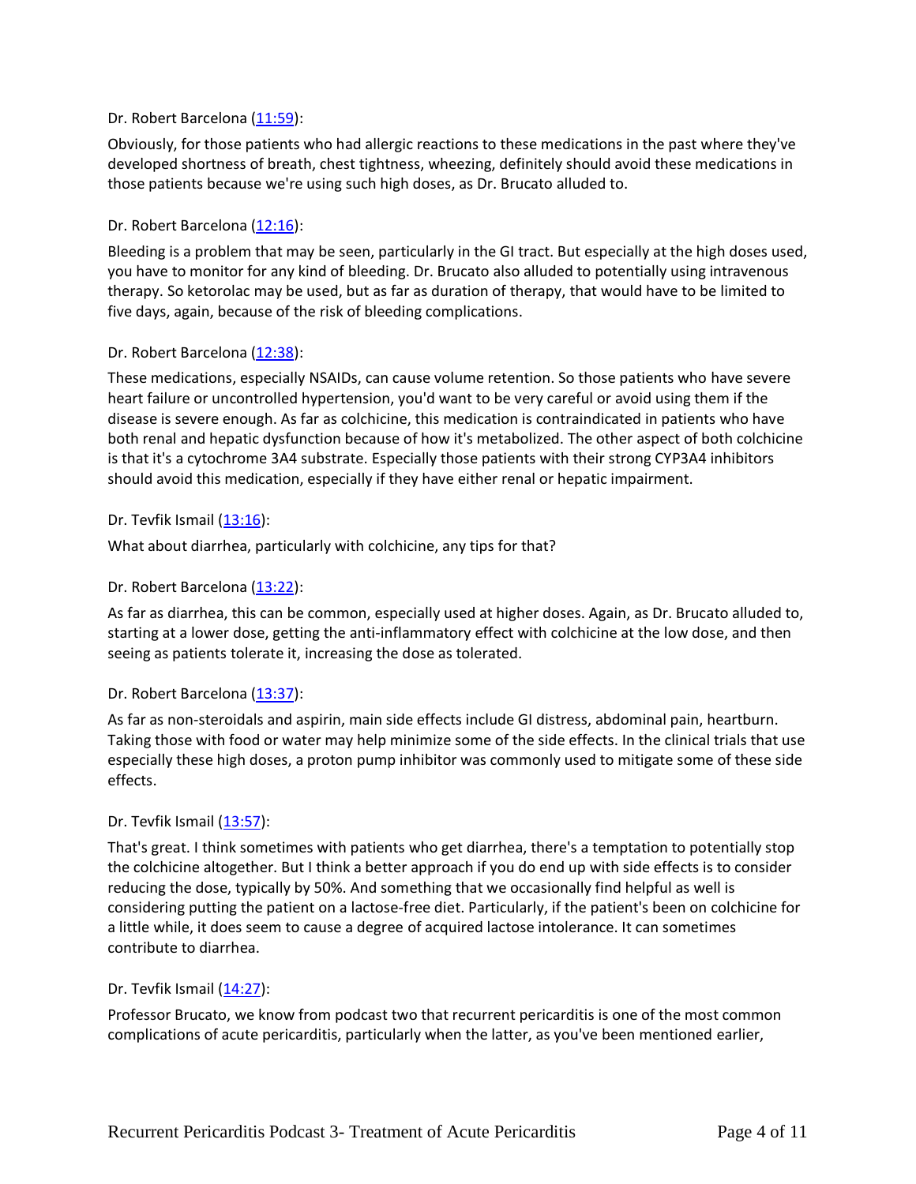Dr. Robert Barcelona ([11:59](#)):

Obviously, for those patients who had allergic reactions to these medications in the past where they've developed shortness of breath, chest tightness, wheezing, definitely should avoid these medications in those patients because we're using such high doses, as Dr. Brucato alluded to.

Dr. Robert Barcelona ([12:16](#)):

Bleeding is a problem that may be seen, particularly in the GI tract. But especially at the high doses used, you have to monitor for any kind of bleeding. Dr. Brucato also alluded to potentially using intravenous therapy. So ketorolac may be used, but as far as duration of therapy, that would have to be limited to five days, again, because of the risk of bleeding complications.

Dr. Robert Barcelona ([12:38](#)):

These medications, especially NSAIDs, can cause volume retention. So those patients who have severe heart failure or uncontrolled hypertension, you'd want to be very careful or avoid using them if the disease is severe enough. As far as colchicine, this medication is contraindicated in patients who have both renal and hepatic dysfunction because of how it's metabolized. The other aspect of both colchicine is that it's a cytochrome 3A4 substrate. Especially those patients with their strong CYP3A4 inhibitors should avoid this medication, especially if they have either renal or hepatic impairment.

Dr. Tevfik Ismail ([13:16](#)):

What about diarrhea, particularly with colchicine, any tips for that?

Dr. Robert Barcelona ([13:22](#)):

As far as diarrhea, this can be common, especially used at higher doses. Again, as Dr. Brucato alluded to, starting at a lower dose, getting the anti-inflammatory effect with colchicine at the low dose, and then seeing as patients tolerate it, increasing the dose as tolerated.

Dr. Robert Barcelona ([13:37](#)):

As far as non-steroidals and aspirin, main side effects include GI distress, abdominal pain, heartburn. Taking those with food or water may help minimize some of the side effects. In the clinical trials that use especially these high doses, a proton pump inhibitor was commonly used to mitigate some of these side effects.

Dr. Tevfik Ismail ([13:57](#)):

That's great. I think sometimes with patients who get diarrhea, there's a temptation to potentially stop the colchicine altogether. But I think a better approach if you do end up with side effects is to consider reducing the dose, typically by 50%. And something that we occasionally find helpful as well is considering putting the patient on a lactose-free diet. Particularly, if the patient's been on colchicine for a little while, it does seem to cause a degree of acquired lactose intolerance. It can sometimes contribute to diarrhea.

Dr. Tevfik Ismail ([14:27](#)):

Professor Brucato, we know from podcast two that recurrent pericarditis is one of the most common complications of acute pericarditis, particularly when the latter, as you've been mentioned earlier,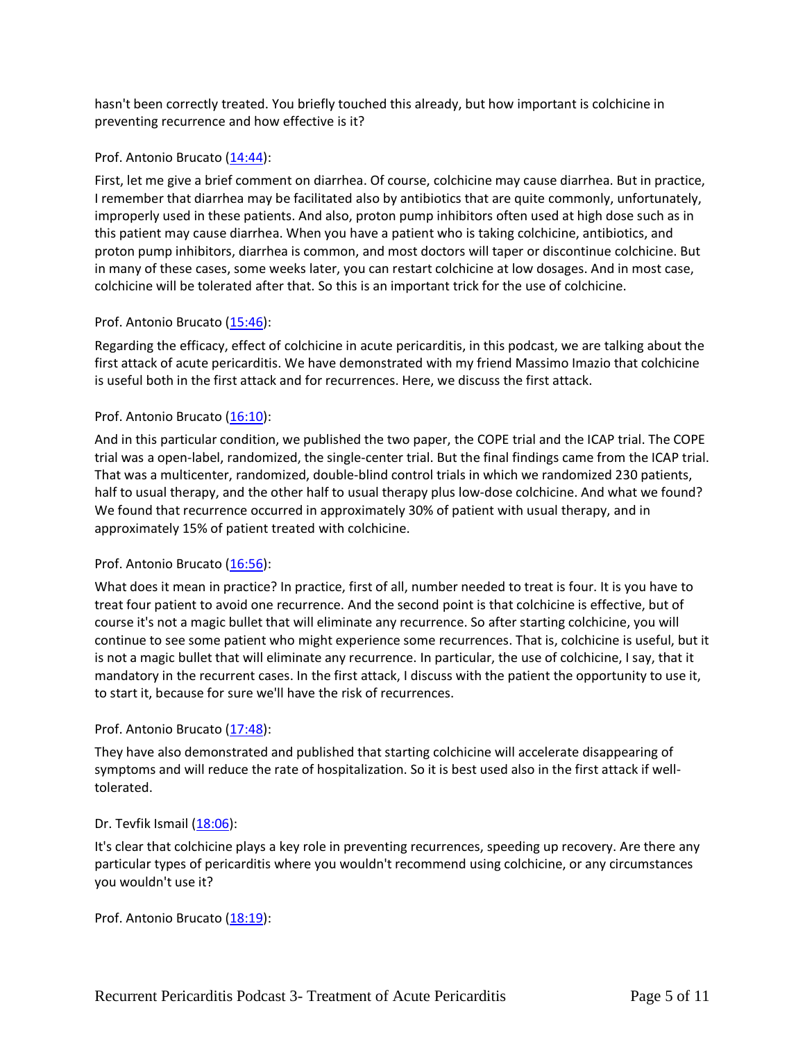hasn't been correctly treated. You briefly touched this already, but how important is colchicine in preventing recurrence and how effective is it?

Prof. Antonio Brucato (14:44):

First, let me give a brief comment on diarrhea. Of course, colchicine may cause diarrhea. But in practice, I remember that diarrhea may be facilitated also by antibiotics that are quite commonly, unfortunately, improperly used in these patients. And also, proton pump inhibitors often used at high dose such as in this patient may cause diarrhea. When you have a patient who is taking colchicine, antibiotics, and proton pump inhibitors, diarrhea is common, and most doctors will taper or discontinue colchicine. But in many of these cases, some weeks later, you can restart colchicine at low dosages. And in most case, colchicine will be tolerated after that. So this is an important trick for the use of colchicine.

Prof. Antonio Brucato (15:46):

Regarding the efficacy, effect of colchicine in acute pericarditis, in this podcast, we are talking about the first attack of acute pericarditis. We have demonstrated with my friend Massimo Imazio that colchicine is useful both in the first attack and for recurrences. Here, we discuss the first attack.

Prof. Antonio Brucato (16:10):

And in this particular condition, we published the two paper, the COPE trial and the ICAP trial. The COPE trial was a open-label, randomized, the single-center trial. But the final findings came from the ICAP trial. That was a multicenter, randomized, double-blind control trials in which we randomized 230 patients, half to usual therapy, and the other half to usual therapy plus low-dose colchicine. And what we found? We found that recurrence occurred in approximately 30% of patient with usual therapy, and in approximately 15% of patient treated with colchicine.

Prof. Antonio Brucato (16:56):

What does it mean in practice? In practice, first of all, number needed to treat is four. It is you have to treat four patient to avoid one recurrence. And the second point is that colchicine is effective, but of course it's not a magic bullet that will eliminate any recurrence. So after starting colchicine, you will continue to see some patient who might experience some recurrences. That is, colchicine is useful, but it is not a magic bullet that will eliminate any recurrence. In particular, the use of colchicine, I say, that it mandatory in the recurrent cases. In the first attack, I discuss with the patient the opportunity to use it, to start it, because for sure we'll have the risk of recurrences.

Prof. Antonio Brucato (17:48):

They have also demonstrated and published that starting colchicine will accelerate disappearing of symptoms and will reduce the rate of hospitalization. So it is best used also in the first attack if well-tolerated.

Dr. Tevfik Ismail (18:06):

It's clear that colchicine plays a key role in preventing recurrences, speeding up recovery. Are there any particular types of pericarditis where you wouldn't recommend using colchicine, or any circumstances you wouldn't use it?

Prof. Antonio Brucato (18:19):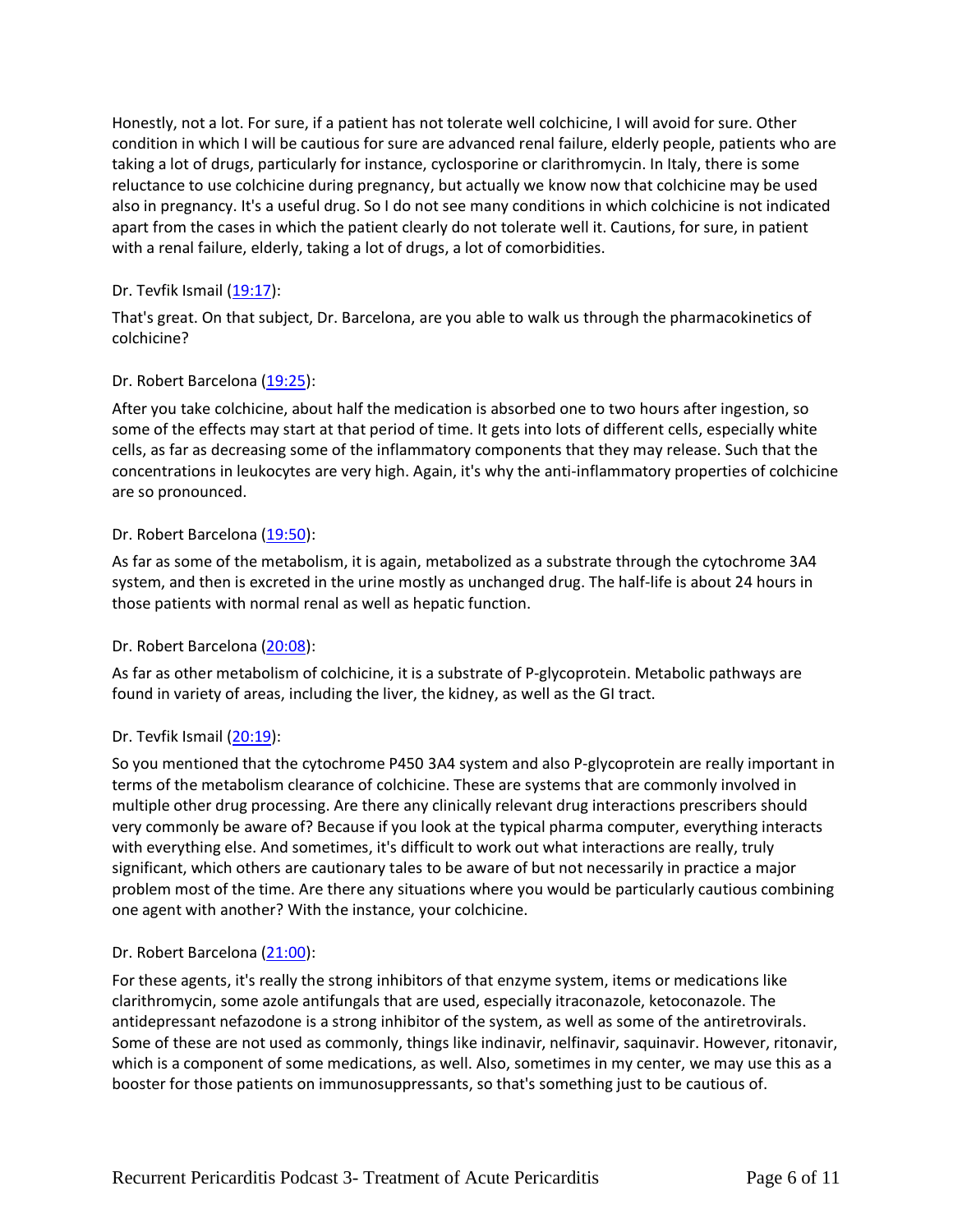Honestly, not a lot. For sure, if a patient has not tolerate well colchicine, I will avoid for sure. Other condition in which I will be cautious for sure are advanced renal failure, elderly people, patients who are taking a lot of drugs, particularly for instance, cyclosporine or clarithromycin. In Italy, there is some reluctance to use colchicine during pregnancy, but actually we know now that colchicine may be used also in pregnancy. It's a useful drug. So I do not see many conditions in which colchicine is not indicated apart from the cases in which the patient clearly do not tolerate well it. Cautions, for sure, in patient with a renal failure, elderly, taking a lot of drugs, a lot of comorbidities.

Dr. Tevfik Ismail ([19:17]):

That's great. On that subject, Dr. Barcelona, are you able to walk us through the pharmacokinetics of colchicine?

Dr. Robert Barcelona ([19:25]):

After you take colchicine, about half the medication is absorbed one to two hours after ingestion, so some of the effects may start at that period of time. It gets into lots of different cells, especially white cells, as far as decreasing some of the inflammatory components that they may release. Such that the concentrations in leukocytes are very high. Again, it's why the anti-inflammatory properties of colchicine are so pronounced.

Dr. Robert Barcelona ([19:50]):

As far as some of the metabolism, it is again, metabolized as a substrate through the cytochrome 3A4 system, and then is excreted in the urine mostly as unchanged drug. The half-life is about 24 hours in those patients with normal renal as well as hepatic function.

Dr. Robert Barcelona ([20:08]):

As far as other metabolism of colchicine, it is a substrate of P-glycoprotein. Metabolic pathways are found in variety of areas, including the liver, the kidney, as well as the GI tract.

Dr. Tevfik Ismail ([20:19]):

So you mentioned that the cytochrome P450 3A4 system and also P-glycoprotein are really important in terms of the metabolism clearance of colchicine. These are systems that are commonly involved in multiple other drug processing. Are there any clinically relevant drug interactions prescribers should very commonly be aware of? Because if you look at the typical pharma computer, everything interacts with everything else. And sometimes, it's difficult to work out what interactions are really, truly significant, which others are cautionary tales to be aware of but not necessarily in practice a major problem most of the time. Are there any situations where you would be particularly cautious combining one agent with another? With the instance, your colchicine.

Dr. Robert Barcelona ([21:00]):

For these agents, it's really the strong inhibitors of that enzyme system, items or medications like clarithromycin, some azole antifungals that are used, especially itraconazole, ketoconazole. The antidepressant nefazodone is a strong inhibitor of the system, as well as some of the antiretrovirals. Some of these are not used as commonly, things like indinavir, nelfinavir, saquinavir. However, ritonavir, which is a component of some medications, as well. Also, sometimes in my center, we may use this as a booster for those patients on immunosuppressants, so that's something just to be cautious of.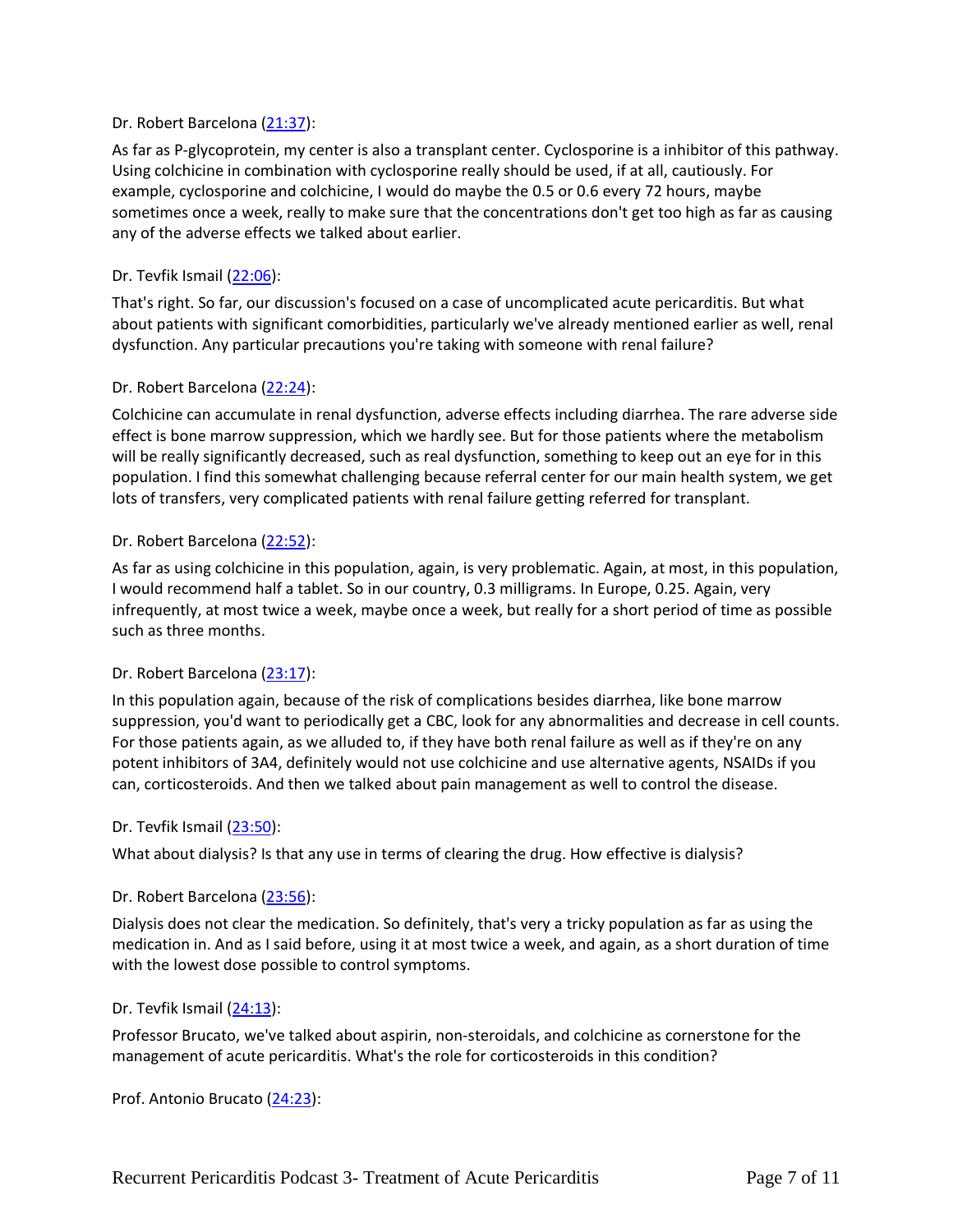Dr. Robert Barcelona ([21:37](#)):

As far as P-glycoprotein, my center is also a transplant center. Cyclosporine is a inhibitor of this pathway. Using colchicine in combination with cyclosporine really should be used, if at all, cautiously. For example, cyclosporine and colchicine, I would do maybe the 0.5 or 0.6 every 72 hours, maybe sometimes once a week, really to make sure that the concentrations don't get too high as far as causing any of the adverse effects we talked about earlier.

Dr. Tevfik Ismail ([22:06](#)):

That's right. So far, our discussion's focused on a case of uncomplicated acute pericarditis. But what about patients with significant comorbidities, particularly we've already mentioned earlier as well, renal dysfunction. Any particular precautions you're taking with someone with renal failure?

Dr. Robert Barcelona ([22:24](#)):

Colchicine can accumulate in renal dysfunction, adverse effects including diarrhea. The rare adverse side effect is bone marrow suppression, which we hardly see. But for those patients where the metabolism will be really significantly decreased, such as real dysfunction, something to keep out an eye for in this population. I find this somewhat challenging because referral center for our main health system, we get lots of transfers, very complicated patients with renal failure getting referred for transplant.

Dr. Robert Barcelona ([22:52](#)):

As far as using colchicine in this population, again, is very problematic. Again, at most, in this population, I would recommend half a tablet. So in our country, 0.3 milligrams. In Europe, 0.25. Again, very infrequently, at most twice a week, maybe once a week, but really for a short period of time as possible such as three months.

Dr. Robert Barcelona ([23:17](#)):

In this population again, because of the risk of complications besides diarrhea, like bone marrow suppression, you'd want to periodically get a CBC, look for any abnormalities and decrease in cell counts. For those patients again, as we alluded to, if they have both renal failure as well as if they're on any potent inhibitors of 3A4, definitely would not use colchicine and use alternative agents, NSAIDs if you can, corticosteroids. And then we talked about pain management as well to control the disease.

Dr. Tevfik Ismail ([23:50](#)):

What about dialysis? Is that any use in terms of clearing the drug. How effective is dialysis?

Dr. Robert Barcelona ([23:56](#)):

Dialysis does not clear the medication. So definitely, that's very a tricky population as far as using the medication in. And as I said before, using it at most twice a week, and again, as a short duration of time with the lowest dose possible to control symptoms.

Dr. Tevfik Ismail ([24:13](#)):

Professor Brucato, we've talked about aspirin, non-steroidals, and colchicine as cornerstone for the management of acute pericarditis. What's the role for corticosteroids in this condition?

Prof. Antonio Brucato ([24:23](#)):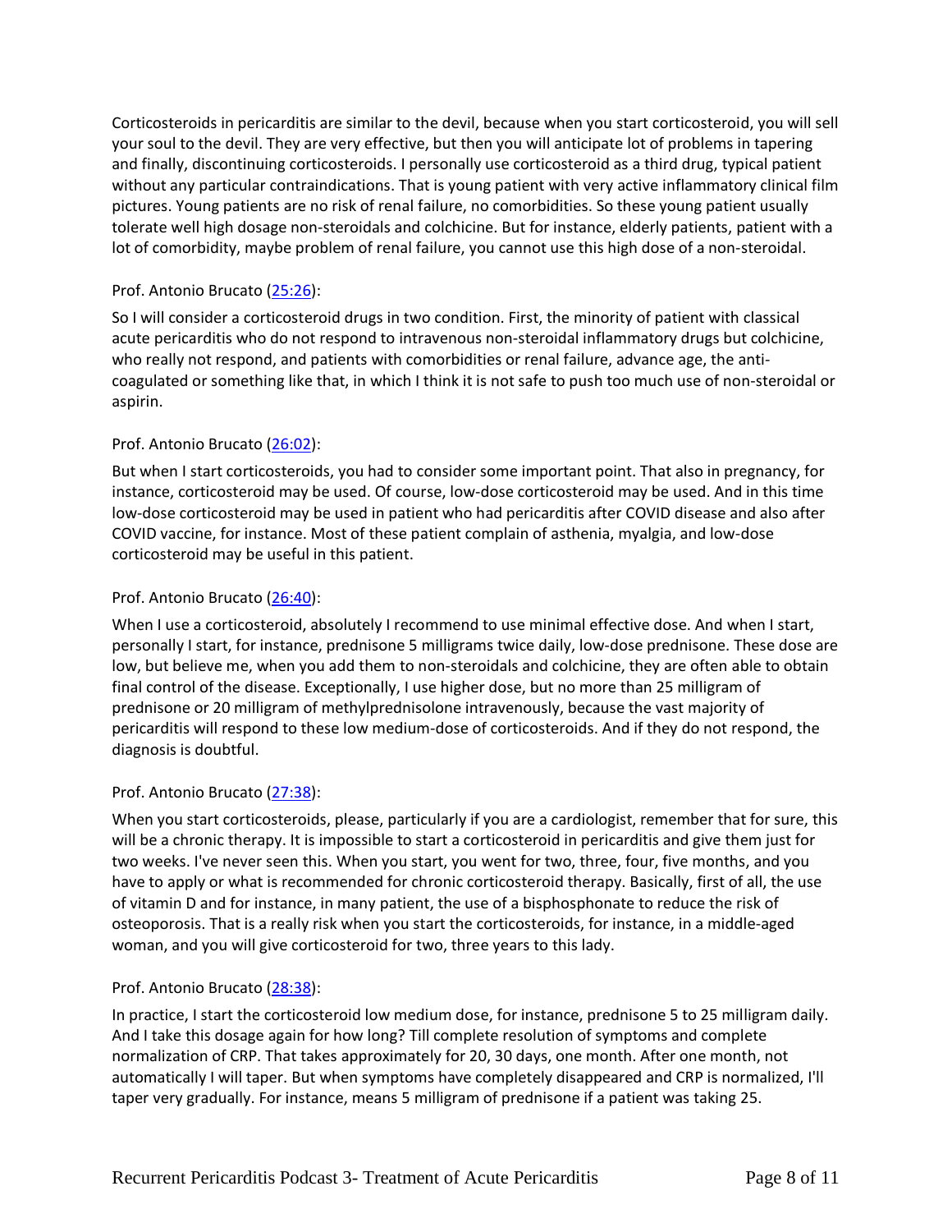Corticosteroids in pericarditis are similar to the devil, because when you start corticosteroid, you will sell your soul to the devil. They are very effective, but then you will anticipate lot of problems in tapering and finally, discontinuing corticosteroids. I personally use corticosteroid as a third drug, typical patient without any particular contraindications. That is young patient with very active inflammatory clinical film pictures. Young patients are no risk of renal failure, no comorbidities. So these young patient usually tolerate well high dosage non-steroidals and colchicine. But for instance, elderly patients, patient with a lot of comorbidity, maybe problem of renal failure, you cannot use this high dose of a non-steroidal.

Prof. Antonio Brucato (25:26):

So I will consider a corticosteroid drugs in two condition. First, the minority of patient with classical acute pericarditis who do not respond to intravenous non-steroidal inflammatory drugs but colchicine, who really not respond, and patients with comorbidities or renal failure, advance age, the anti-coagulated or something like that, in which I think it is not safe to push too much use of non-steroidal or aspirin.

Prof. Antonio Brucato (26:02):

But when I start corticosteroids, you had to consider some important point. That also in pregnancy, for instance, corticosteroid may be used. Of course, low-dose corticosteroid may be used. And in this time low-dose corticosteroid may be used in patient who had pericarditis after COVID disease and also after COVID vaccine, for instance. Most of these patient complain of asthenia, myalgia, and low-dose corticosteroid may be useful in this patient.

Prof. Antonio Brucato (26:40):

When I use a corticosteroid, absolutely I recommend to use minimal effective dose. And when I start, personally I start, for instance, prednisone 5 milligrams twice daily, low-dose prednisone. These dose are low, but believe me, when you add them to non-steroidals and colchicine, they are often able to obtain final control of the disease. Exceptionally, I use higher dose, but no more than 25 milligram of prednisone or 20 milligram of methylprednisolone intravenously, because the vast majority of pericarditis will respond to these low medium-dose of corticosteroids. And if they do not respond, the diagnosis is doubtful.

Prof. Antonio Brucato (27:38):

When you start corticosteroids, please, particularly if you are a cardiologist, remember that for sure, this will be a chronic therapy. It is impossible to start a corticosteroid in pericarditis and give them just for two weeks. I've never seen this. When you start, you went for two, three, four, five months, and you have to apply or what is recommended for chronic corticosteroid therapy. Basically, first of all, the use of vitamin D and for instance, in many patient, the use of a bisphosphonate to reduce the risk of osteoporosis. That is a really risk when you start the corticosteroids, for instance, in a middle-aged woman, and you will give corticosteroid for two, three years to this lady.

Prof. Antonio Brucato (28:38):

In practice, I start the corticosteroid low medium dose, for instance, prednisone 5 to 25 milligram daily. And I take this dosage again for how long? Till complete resolution of symptoms and complete normalization of CRP. That takes approximately for 20, 30 days, one month. After one month, not automatically I will taper. But when symptoms have completely disappeared and CRP is normalized, I'll taper very gradually. For instance, means 5 milligram of prednisone if a patient was taking 25.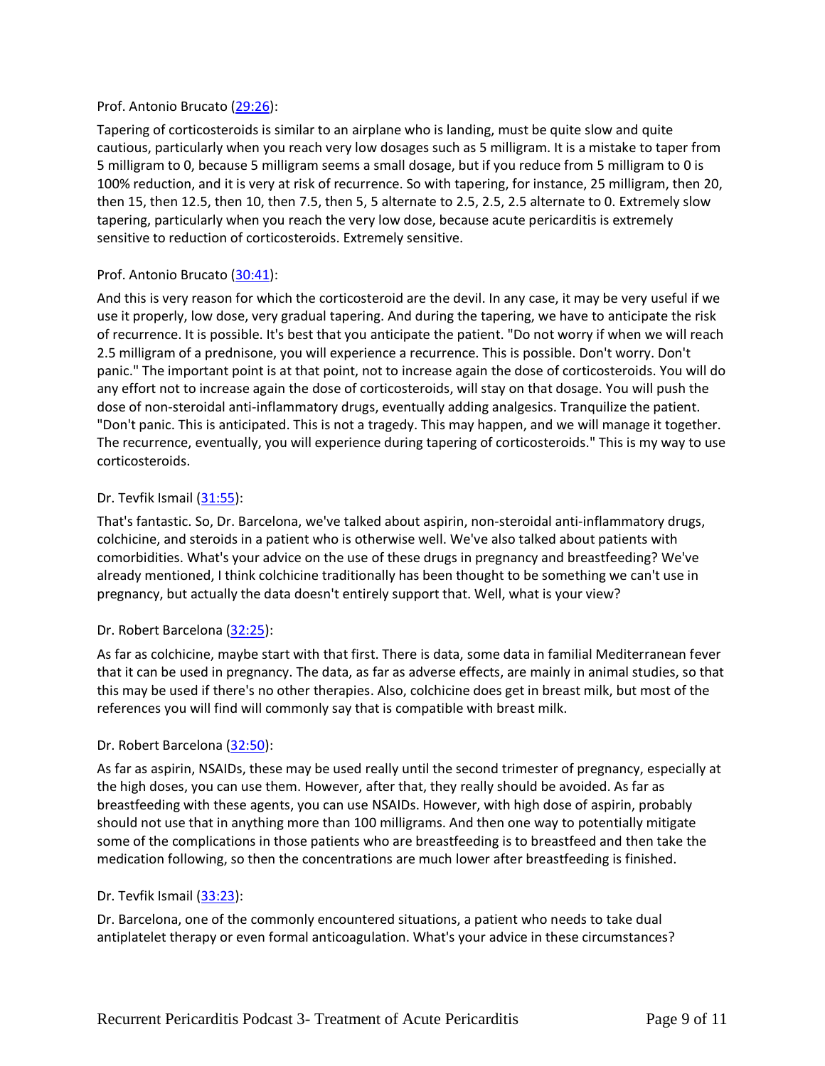Prof. Antonio Brucato ([29:26](#)):

Tapering of corticosteroids is similar to an airplane who is landing, must be quite slow and quite cautious, particularly when you reach very low dosages such as 5 milligram. It is a mistake to taper from 5 milligram to 0, because 5 milligram seems a small dosage, but if you reduce from 5 milligram to 0 is 100% reduction, and it is very at risk of recurrence. So with tapering, for instance, 25 milligram, then 20, then 15, then 12.5, then 10, then 7.5, then 5, 5 alternate to 2.5, 2.5, 2.5 alternate to 0. Extremely slow tapering, particularly when you reach the very low dose, because acute pericarditis is extremely sensitive to reduction of corticosteroids. Extremely sensitive.

Prof. Antonio Brucato ([30:41](#)):

And this is very reason for which the corticosteroid are the devil. In any case, it may be very useful if we use it properly, low dose, very gradual tapering. And during the tapering, we have to anticipate the risk of recurrence. It is possible. It's best that you anticipate the patient. "Do not worry if when we will reach 2.5 milligram of a prednisone, you will experience a recurrence. This is possible. Don't worry. Don't panic." The important point is at that point, not to increase again the dose of corticosteroids. You will do any effort not to increase again the dose of corticosteroids, will stay on that dosage. You will push the dose of non-steroidal anti-inflammatory drugs, eventually adding analgesics. Tranquilize the patient. "Don't panic. This is anticipated. This is not a tragedy. This may happen, and we will manage it together. The recurrence, eventually, you will experience during tapering of corticosteroids." This is my way to use corticosteroids.

Dr. Tevfik Ismail ([31:55](#)):

That's fantastic. So, Dr. Barcelona, we've talked about aspirin, non-steroidal anti-inflammatory drugs, colchicine, and steroids in a patient who is otherwise well. We've also talked about patients with comorbidities. What's your advice on the use of these drugs in pregnancy and breastfeeding? We've already mentioned, I think colchicine traditionally has been thought to be something we can't use in pregnancy, but actually the data doesn't entirely support that. Well, what is your view?

Dr. Robert Barcelona ([32:25](#)):

As far as colchicine, maybe start with that first. There is data, some data in familial Mediterranean fever that it can be used in pregnancy. The data, as far as adverse effects, are mainly in animal studies, so that this may be used if there's no other therapies. Also, colchicine does get in breast milk, but most of the references you will find will commonly say that is compatible with breast milk.

Dr. Robert Barcelona ([32:50](#)):

As far as aspirin, NSAIDs, these may be used really until the second trimester of pregnancy, especially at the high doses, you can use them. However, after that, they really should be avoided. As far as breastfeeding with these agents, you can use NSAIDs. However, with high dose of aspirin, probably should not use that in anything more than 100 milligrams. And then one way to potentially mitigate some of the complications in those patients who are breastfeeding is to breastfeed and then take the medication following, so then the concentrations are much lower after breastfeeding is finished.

Dr. Tevfik Ismail ([33:23](#)):

Dr. Barcelona, one of the commonly encountered situations, a patient who needs to take dual antiplatelet therapy or even formal anticoagulation. What's your advice in these circumstances?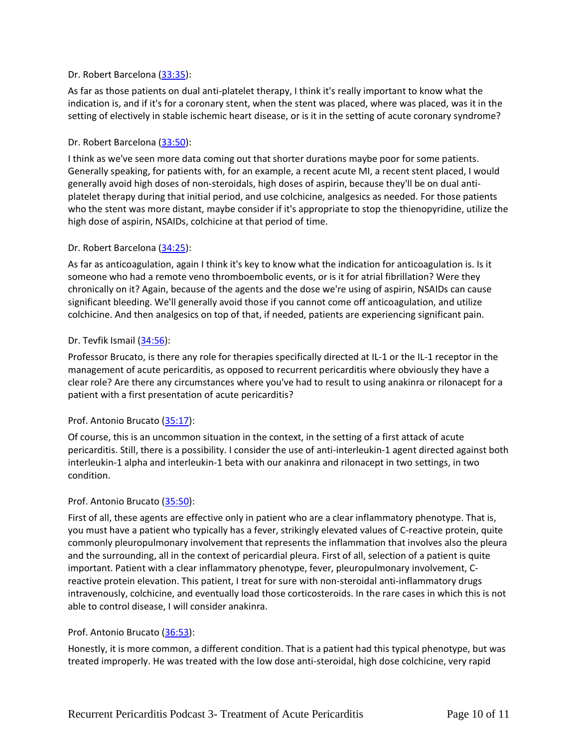Dr. Robert Barcelona ([33:35](33:35)):

As far as those patients on dual anti-platelet therapy, I think it's really important to know what the indication is, and if it's for a coronary stent, when the stent was placed, where was placed, was it in the setting of electively in stable ischemic heart disease, or is it in the setting of acute coronary syndrome?

Dr. Robert Barcelona ([33:50](33:50)):

I think as we've seen more data coming out that shorter durations maybe poor for some patients. Generally speaking, for patients with, for an example, a recent acute MI, a recent stent placed, I would generally avoid high doses of non-steroidals, high doses of aspirin, because they'll be on dual anti-platelet therapy during that initial period, and use colchicine, analgesics as needed. For those patients who the stent was more distant, maybe consider if it's appropriate to stop the thienopyridine, utilize the high dose of aspirin, NSAIDs, colchicine at that period of time.

Dr. Robert Barcelona ([34:25](34:25)):

As far as anticoagulation, again I think it's key to know what the indication for anticoagulation is. Is it someone who had a remote veno thromboembolic events, or is it for atrial fibrillation? Were they chronically on it? Again, because of the agents and the dose we're using of aspirin, NSAIDs can cause significant bleeding. We'll generally avoid those if you cannot come off anticoagulation, and utilize colchicine. And then analgesics on top of that, if needed, patients are experiencing significant pain.

Dr. Tevfik Ismail ([34:56](34:56)):

Professor Brucato, is there any role for therapies specifically directed at IL-1 or the IL-1 receptor in the management of acute pericarditis, as opposed to recurrent pericarditis where obviously they have a clear role? Are there any circumstances where you've had to result to using anakinra or rilonacept for a patient with a first presentation of acute pericarditis?

Prof. Antonio Brucato ([35:17](35:17)):

Of course, this is an uncommon situation in the context, in the setting of a first attack of acute pericarditis. Still, there is a possibility. I consider the use of anti-interleukin-1 agent directed against both interleukin-1 alpha and interleukin-1 beta with our anakinra and rilonacept in two settings, in two condition.

Prof. Antonio Brucato ([35:50](35:50)):

First of all, these agents are effective only in patient who are a clear inflammatory phenotype. That is, you must have a patient who typically has a fever, strikingly elevated values of C-reactive protein, quite commonly pleuropulmonary involvement that represents the inflammation that involves also the pleura and the surrounding, all in the context of pericardial pleura. First of all, selection of a patient is quite important. Patient with a clear inflammatory phenotype, fever, pleuropulmonary involvement, C-reactive protein elevation. This patient, I treat for sure with non-steroidal anti-inflammatory drugs intravenously, colchicine, and eventually load those corticosteroids. In the rare cases in which this is not able to control disease, I will consider anakinra.

Prof. Antonio Brucato ([36:53](36:53)):

Honestly, it is more common, a different condition. That is a patient had this typical phenotype, but was treated improperly. He was treated with the low dose anti-steroidal, high dose colchicine, very rapid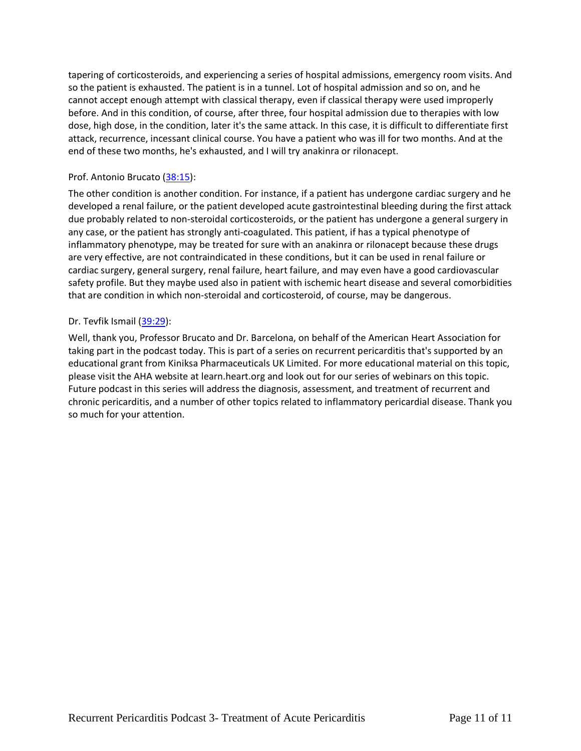tapering of corticosteroids, and experiencing a series of hospital admissions, emergency room visits. And so the patient is exhausted. The patient is in a tunnel. Lot of hospital admission and so on, and he cannot accept enough attempt with classical therapy, even if classical therapy were used improperly before. And in this condition, of course, after three, four hospital admission due to therapies with low dose, high dose, in the condition, later it's the same attack. In this case, it is difficult to differentiate first attack, recurrence, incessant clinical course. You have a patient who was ill for two months. And at the end of these two months, he's exhausted, and I will try anakinra or rilonacept.

Prof. Antonio Brucato ([38:15]):

The other condition is another condition. For instance, if a patient has undergone cardiac surgery and he developed a renal failure, or the patient developed acute gastrointestinal bleeding during the first attack due probably related to non-steroidal corticosteroids, or the patient has undergone a general surgery in any case, or the patient has strongly anti-coagulated. This patient, if has a typical phenotype of inflammatory phenotype, may be treated for sure with an anakinra or rilonacept because these drugs are very effective, are not contraindicated in these conditions, but it can be used in renal failure or cardiac surgery, general surgery, renal failure, heart failure, and may even have a good cardiovascular safety profile. But they maybe used also in patient with ischemic heart disease and several comorbidities that are condition in which non-steroidal and corticosteroid, of course, may be dangerous.

Dr. Tevfik Ismail ([39:29]):

Well, thank you, Professor Brucato and Dr. Barcelona, on behalf of the American Heart Association for taking part in the podcast today. This is part of a series on recurrent pericarditis that's supported by an educational grant from Kiniksa Pharmaceuticals UK Limited. For more educational material on this topic, please visit the AHA website at learn.heart.org and look out for our series of webinars on this topic. Future podcast in this series will address the diagnosis, assessment, and treatment of recurrent and chronic pericarditis, and a number of other topics related to inflammatory pericardial disease. Thank you so much for your attention.